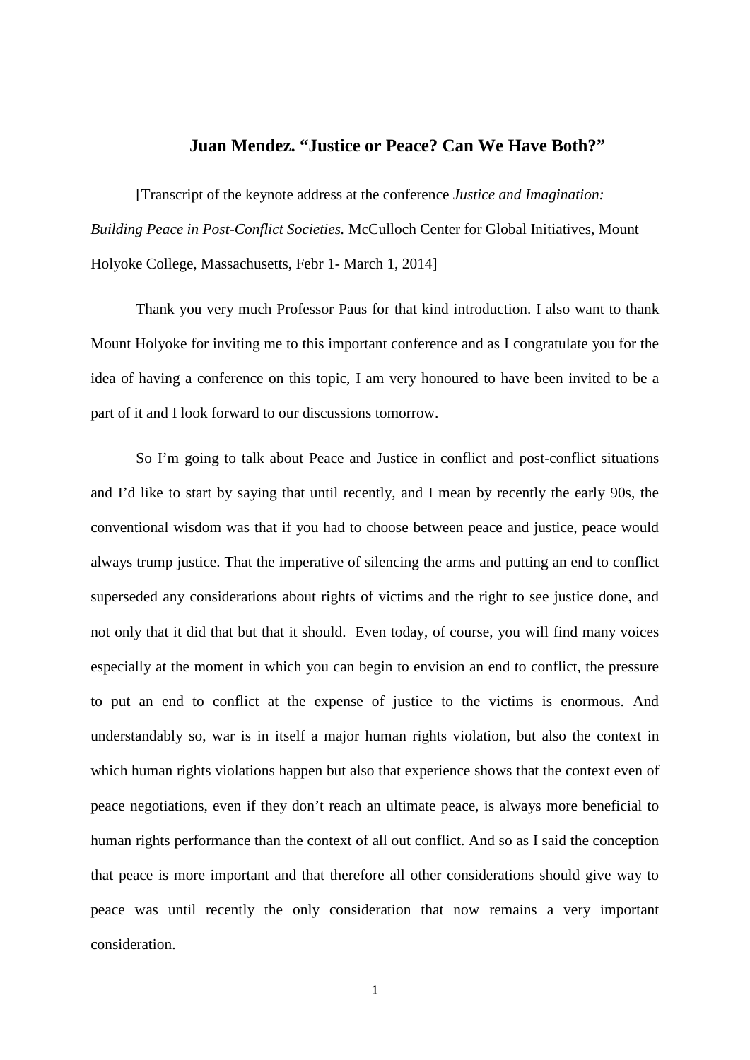# Juan Mendez. "Justice or Peace? Can We Have Both?"

[Transcript of the keynote address at the conference *Justice and Imagination: Building Peace in Post-Conflict Societies.* McCulloch Center for Global Initiatives, Mount Holyoke College, Massachusetts, Febr 1- March 1, 2014]

Thank you very much Professor Paus for that kind introduction. I also want to thank Mount Holyoke for inviting me to this important conference and as I congratulate you for the idea of having a conference on this topic, I am very honoured to have been invited to be a part of it and I look forward to our discussions tomorrow.

So I'm going to talk about Peace and Justice in conflict and post-conflict situations and I'd like to start by saying that until recently, and I mean by recently the early 90s, the conventional wisdom was that if you had to choose between peace and justice, peace would always trump justice. That the imperative of silencing the arms and putting an end to conflict superseded any considerations about rights of victims and the right to see justice done, and not only that it did that but that it should. Even today, of course, you will find many voices especially at the moment in which you can begin to envision an end to conflict, the pressure to put an end to conflict at the expense of justice to the victims is enormous. And understandably so, war is in itself a major human rights violation, but also the context in which human rights violations happen but also that experience shows that the context even of peace negotiations, even if they don't reach an ultimate peace, is always more beneficial to human rights performance than the context of all out conflict. And so as I said the conception that peace is more important and that therefore all other considerations should give way to peace was until recently the only consideration that now remains a very important consideration.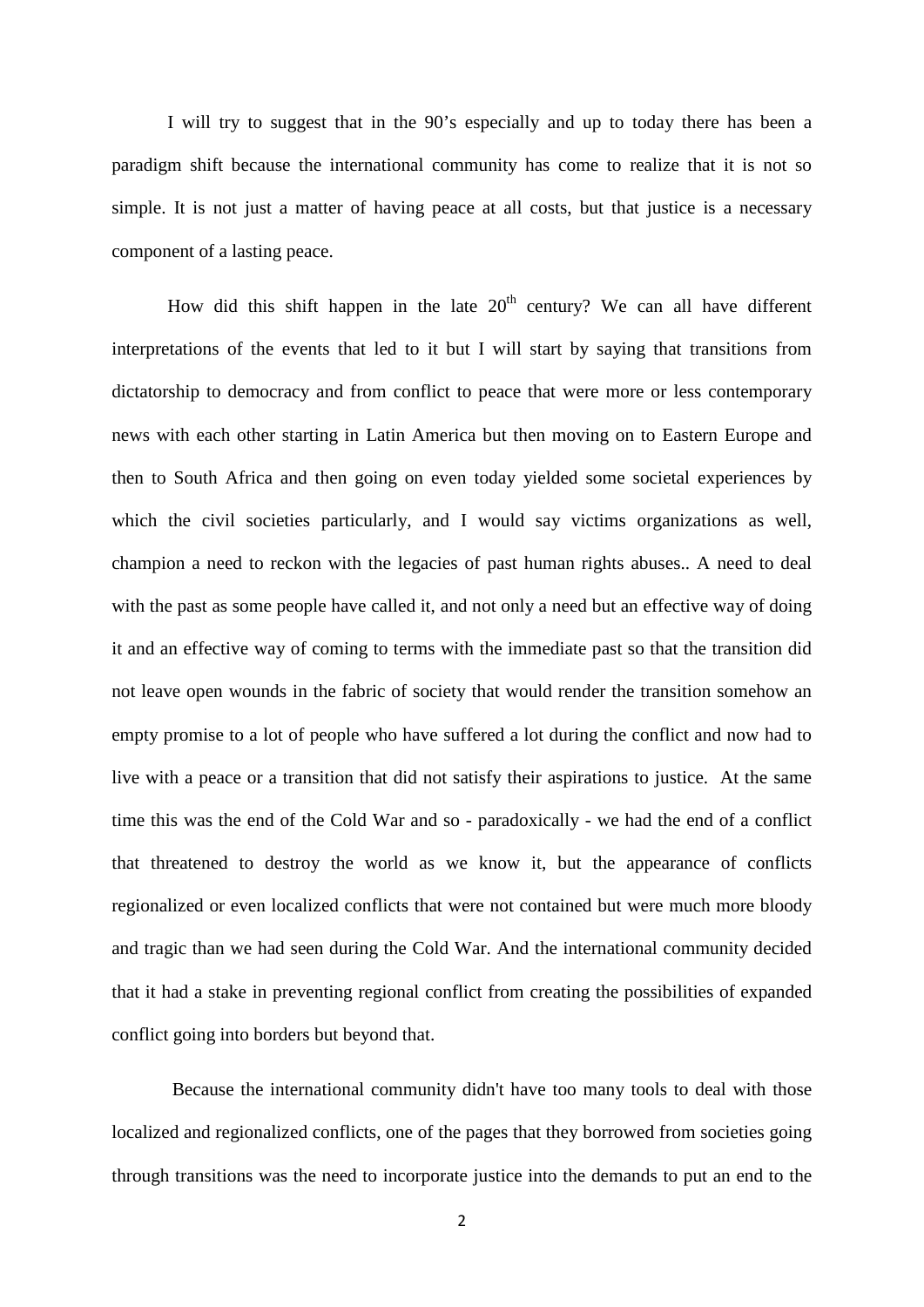I will try to suggest that in the 90's especially and up to today there has been a paradigm shift because the international community has come to realize that it is not so simple. It is not just a matter of having peace at all costs, but that justice is a necessary component of a lasting peace.

How did this shift happen in the late $20^{th}$ century? We can all have different interpretations of the events that led to it but I will start by saying that transitions from dictatorship to democracy and from conflict to peace that were more or less contemporary news with each other starting in Latin America but then moving on to Eastern Europe and then to South Africa and then going on even today yielded some societal experiences by which the civil societies particularly, and I would say victims organizations as well, champion a need to reckon with the legacies of past human rights abuses.. A need to deal with the past as some people have called it, and not only a need but an effective way of doing it and an effective way of coming to terms with the immediate past so that the transition did not leave open wounds in the fabric of society that would render the transition somehow an empty promise to a lot of people who have suffered a lot during the conflict and now had to live with a peace or a transition that did not satisfy their aspirations to justice. At the same time this was the end of the Cold War and so - paradoxically - we had the end of a conflict that threatened to destroy the world as we know it, but the appearance of conflicts regionalized or even localized conflicts that were not contained but were much more bloody and tragic than we had seen during the Cold War. And the international community decided that it had a stake in preventing regional conflict from creating the possibilities of expanded conflict going into borders but beyond that.

Because the international community didn't have too many tools to deal with those localized and regionalized conflicts, one of the pages that they borrowed from societies going through transitions was the need to incorporate justice into the demands to put an end to the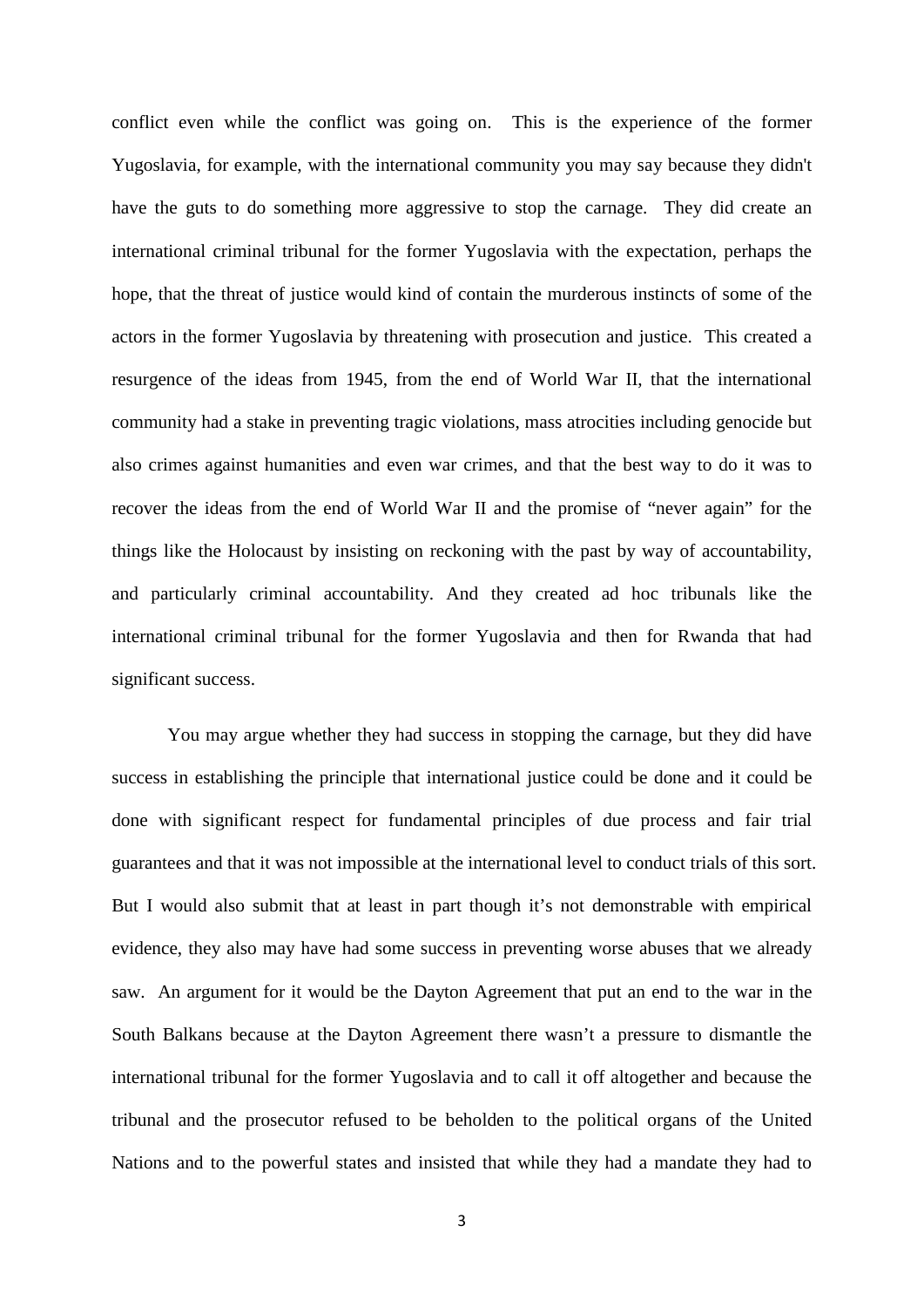conflict even while the conflict was going on. This is the experience of the former Yugoslavia, for example, with the international community you may say because they didn't have the guts to do something more aggressive to stop the carnage. They did create an international criminal tribunal for the former Yugoslavia with the expectation, perhaps the hope, that the threat of justice would kind of contain the murderous instincts of some of the actors in the former Yugoslavia by threatening with prosecution and justice. This created a resurgence of the ideas from 1945, from the end of World War II, that the international community had a stake in preventing tragic violations, mass atrocities including genocide but also crimes against humanities and even war crimes, and that the best way to do it was to recover the ideas from the end of World War II and the promise of "never again" for the things like the Holocaust by insisting on reckoning with the past by way of accountability, and particularly criminal accountability. And they created ad hoc tribunals like the international criminal tribunal for the former Yugoslavia and then for Rwanda that had significant success.

You may argue whether they had success in stopping the carnage, but they did have success in establishing the principle that international justice could be done and it could be done with significant respect for fundamental principles of due process and fair trial guarantees and that it was not impossible at the international level to conduct trials of this sort. But I would also submit that at least in part though it's not demonstrable with empirical evidence, they also may have had some success in preventing worse abuses that we already saw. An argument for it would be the Dayton Agreement that put an end to the war in the South Balkans because at the Dayton Agreement there wasn't a pressure to dismantle the international tribunal for the former Yugoslavia and to call it off altogether and because the tribunal and the prosecutor refused to be beholden to the political organs of the United Nations and to the powerful states and insisted that while they had a mandate they had to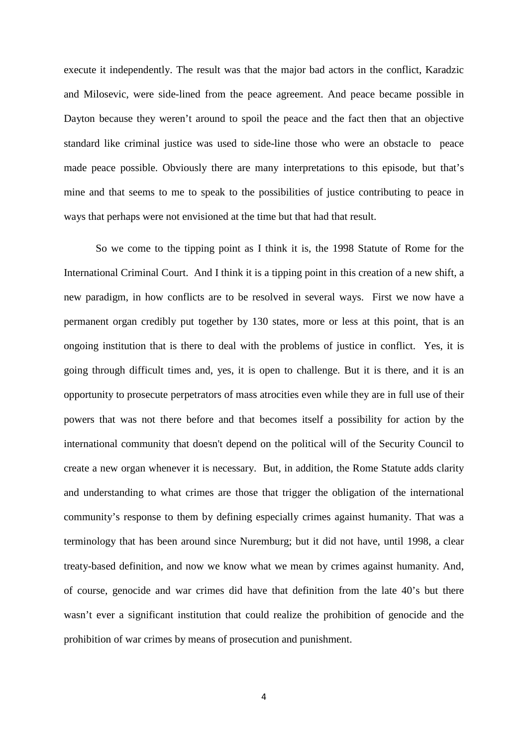execute it independently. The result was that the major bad actors in the conflict, Karadzic and Milosevic, were side-lined from the peace agreement. And peace became possible in Dayton because they weren't around to spoil the peace and the fact then that an objective standard like criminal justice was used to side-line those who were an obstacle to peace made peace possible. Obviously there are many interpretations to this episode, but that's mine and that seems to me to speak to the possibilities of justice contributing to peace in ways that perhaps were not envisioned at the time but that had that result.

So we come to the tipping point as I think it is, the 1998 Statute of Rome for the International Criminal Court. And I think it is a tipping point in this creation of a new shift, a new paradigm, in how conflicts are to be resolved in several ways. First we now have a permanent organ credibly put together by 130 states, more or less at this point, that is an ongoing institution that is there to deal with the problems of justice in conflict. Yes, it is going through difficult times and, yes, it is open to challenge. But it is there, and it is an opportunity to prosecute perpetrators of mass atrocities even while they are in full use of their powers that was not there before and that becomes itself a possibility for action by the international community that doesn't depend on the political will of the Security Council to create a new organ whenever it is necessary. But, in addition, the Rome Statute adds clarity and understanding to what crimes are those that trigger the obligation of the international community's response to them by defining especially crimes against humanity. That was a terminology that has been around since Nuremburg; but it did not have, until 1998, a clear treaty-based definition, and now we know what we mean by crimes against humanity. And, of course, genocide and war crimes did have that definition from the late 40's but there wasn't ever a significant institution that could realize the prohibition of genocide and the prohibition of war crimes by means of prosecution and punishment.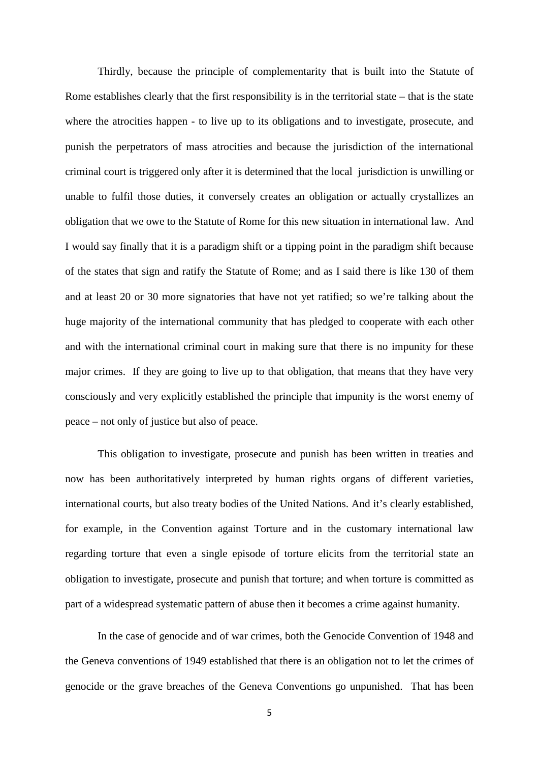Thirdly, because the principle of complementarity that is built into the Statute of Rome establishes clearly that the first responsibility is in the territorial state – that is the state where the atrocities happen - to live up to its obligations and to investigate, prosecute, and punish the perpetrators of mass atrocities and because the jurisdiction of the international criminal court is triggered only after it is determined that the local jurisdiction is unwilling or unable to fulfil those duties, it conversely creates an obligation or actually crystallizes an obligation that we owe to the Statute of Rome for this new situation in international law. And I would say finally that it is a paradigm shift or a tipping point in the paradigm shift because of the states that sign and ratify the Statute of Rome; and as I said there is like 130 of them and at least 20 or 30 more signatories that have not yet ratified; so we're talking about the huge majority of the international community that has pledged to cooperate with each other and with the international criminal court in making sure that there is no impunity for these major crimes. If they are going to live up to that obligation, that means that they have very consciously and very explicitly established the principle that impunity is the worst enemy of peace – not only of justice but also of peace.

This obligation to investigate, prosecute and punish has been written in treaties and now has been authoritatively interpreted by human rights organs of different varieties, international courts, but also treaty bodies of the United Nations. And it's clearly established, for example, in the Convention against Torture and in the customary international law regarding torture that even a single episode of torture elicits from the territorial state an obligation to investigate, prosecute and punish that torture; and when torture is committed as part of a widespread systematic pattern of abuse then it becomes a crime against humanity.

In the case of genocide and of war crimes, both the Genocide Convention of 1948 and the Geneva conventions of 1949 established that there is an obligation not to let the crimes of genocide or the grave breaches of the Geneva Conventions go unpunished. That has been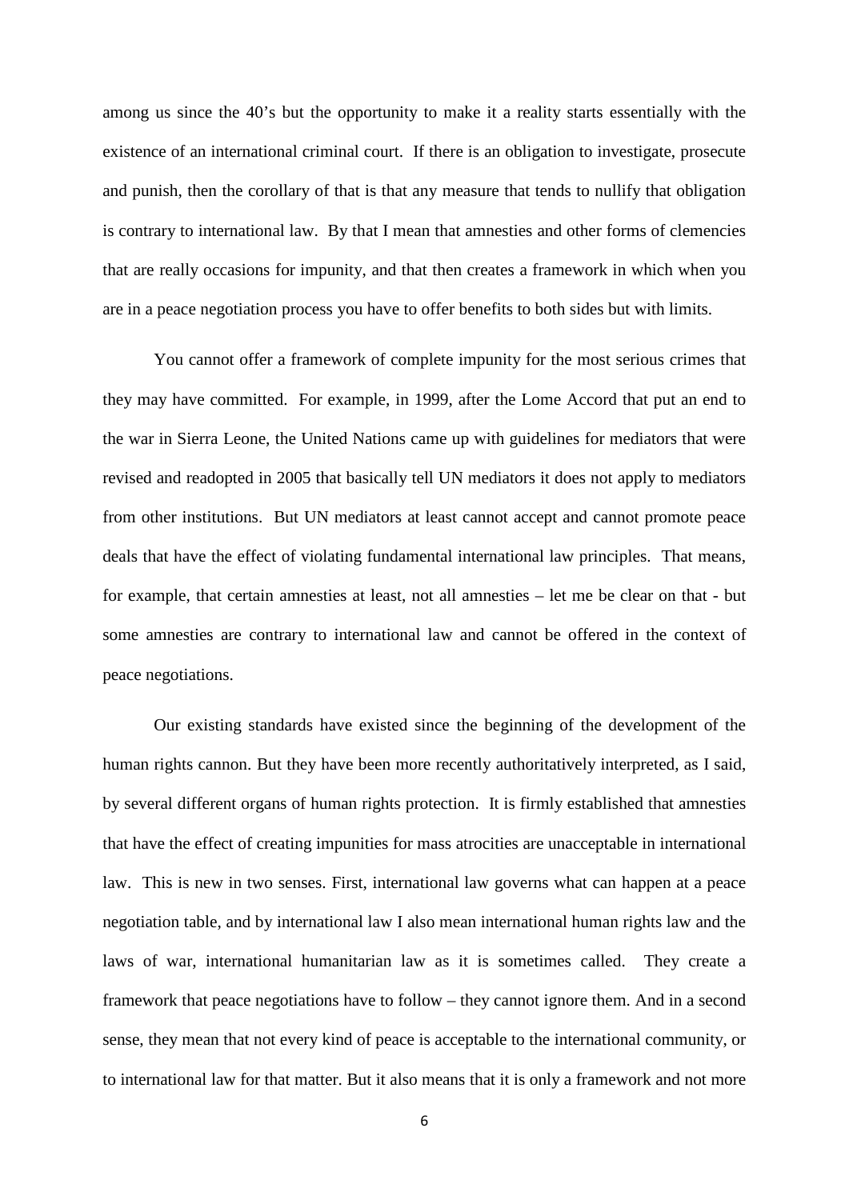among us since the 40's but the opportunity to make it a reality starts essentially with the existence of an international criminal court. If there is an obligation to investigate, prosecute and punish, then the corollary of that is that any measure that tends to nullify that obligation is contrary to international law. By that I mean that amnesties and other forms of clemencies that are really occasions for impunity, and that then creates a framework in which when you are in a peace negotiation process you have to offer benefits to both sides but with limits.

You cannot offer a framework of complete impunity for the most serious crimes that they may have committed. For example, in 1999, after the Lome Accord that put an end to the war in Sierra Leone, the United Nations came up with guidelines for mediators that were revised and readopted in 2005 that basically tell UN mediators it does not apply to mediators from other institutions. But UN mediators at least cannot accept and cannot promote peace deals that have the effect of violating fundamental international law principles. That means, for example, that certain amnesties at least, not all amnesties – let me be clear on that - but some amnesties are contrary to international law and cannot be offered in the context of peace negotiations.

Our existing standards have existed since the beginning of the development of the human rights cannon. But they have been more recently authoritatively interpreted, as I said, by several different organs of human rights protection. It is firmly established that amnesties that have the effect of creating impunities for mass atrocities are unacceptable in international law. This is new in two senses. First, international law governs what can happen at a peace negotiation table, and by international law I also mean international human rights law and the laws of war, international humanitarian law as it is sometimes called. They create a framework that peace negotiations have to follow – they cannot ignore them. And in a second sense, they mean that not every kind of peace is acceptable to the international community, or to international law for that matter. But it also means that it is only a framework and not more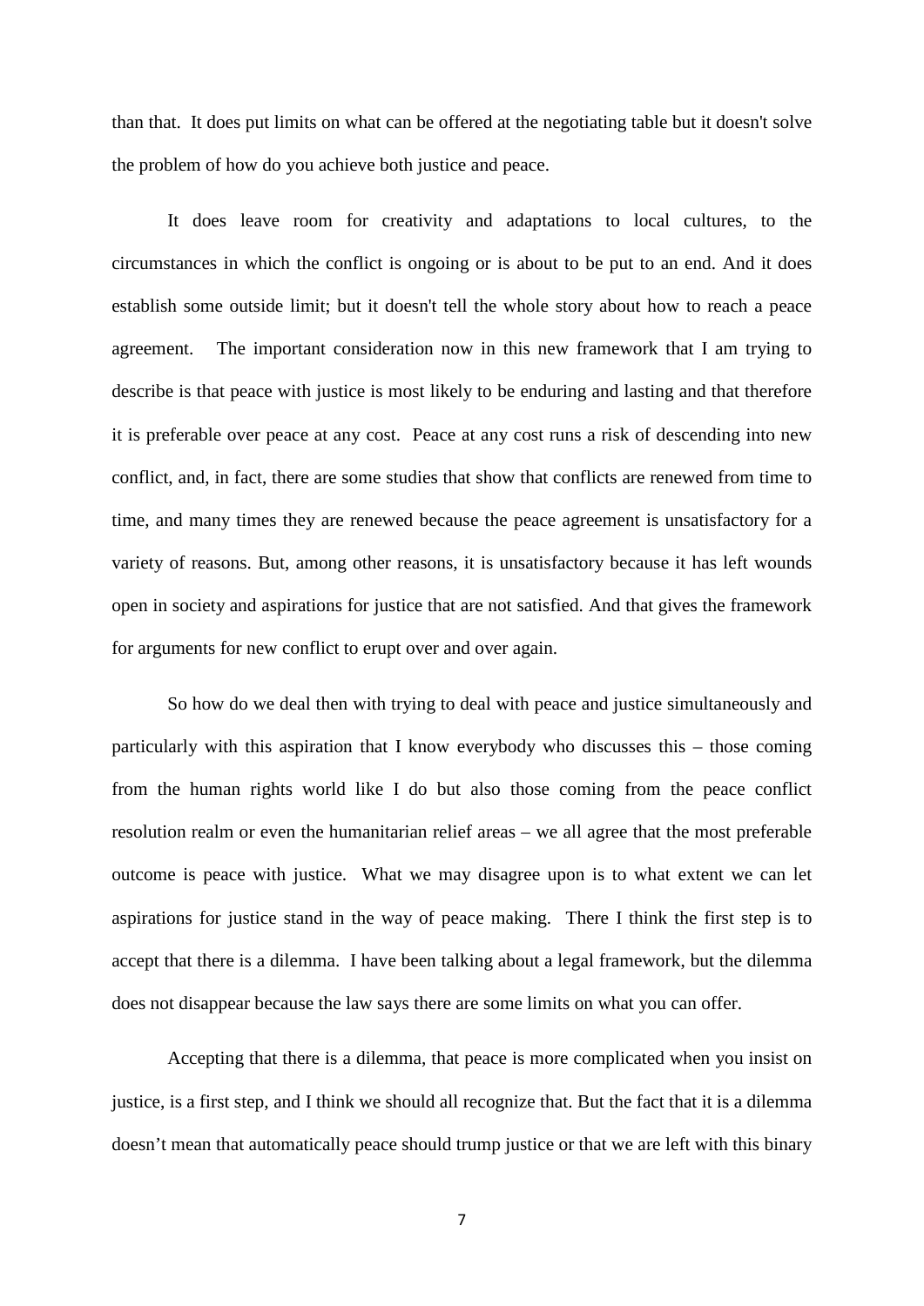than that. It does put limits on what can be offered at the negotiating table but it doesn't solve the problem of how do you achieve both justice and peace.

It does leave room for creativity and adaptations to local cultures, to the circumstances in which the conflict is ongoing or is about to be put to an end. And it does establish some outside limit; but it doesn't tell the whole story about how to reach a peace agreement. The important consideration now in this new framework that I am trying to describe is that peace with justice is most likely to be enduring and lasting and that therefore it is preferable over peace at any cost. Peace at any cost runs a risk of descending into new conflict, and, in fact, there are some studies that show that conflicts are renewed from time to time, and many times they are renewed because the peace agreement is unsatisfactory for a variety of reasons. But, among other reasons, it is unsatisfactory because it has left wounds open in society and aspirations for justice that are not satisfied. And that gives the framework for arguments for new conflict to erupt over and over again.

So how do we deal then with trying to deal with peace and justice simultaneously and particularly with this aspiration that I know everybody who discusses this – those coming from the human rights world like I do but also those coming from the peace conflict resolution realm or even the humanitarian relief areas – we all agree that the most preferable outcome is peace with justice. What we may disagree upon is to what extent we can let aspirations for justice stand in the way of peace making. There I think the first step is to accept that there is a dilemma. I have been talking about a legal framework, but the dilemma does not disappear because the law says there are some limits on what you can offer.

Accepting that there is a dilemma, that peace is more complicated when you insist on justice, is a first step, and I think we should all recognize that. But the fact that it is a dilemma doesn't mean that automatically peace should trump justice or that we are left with this binary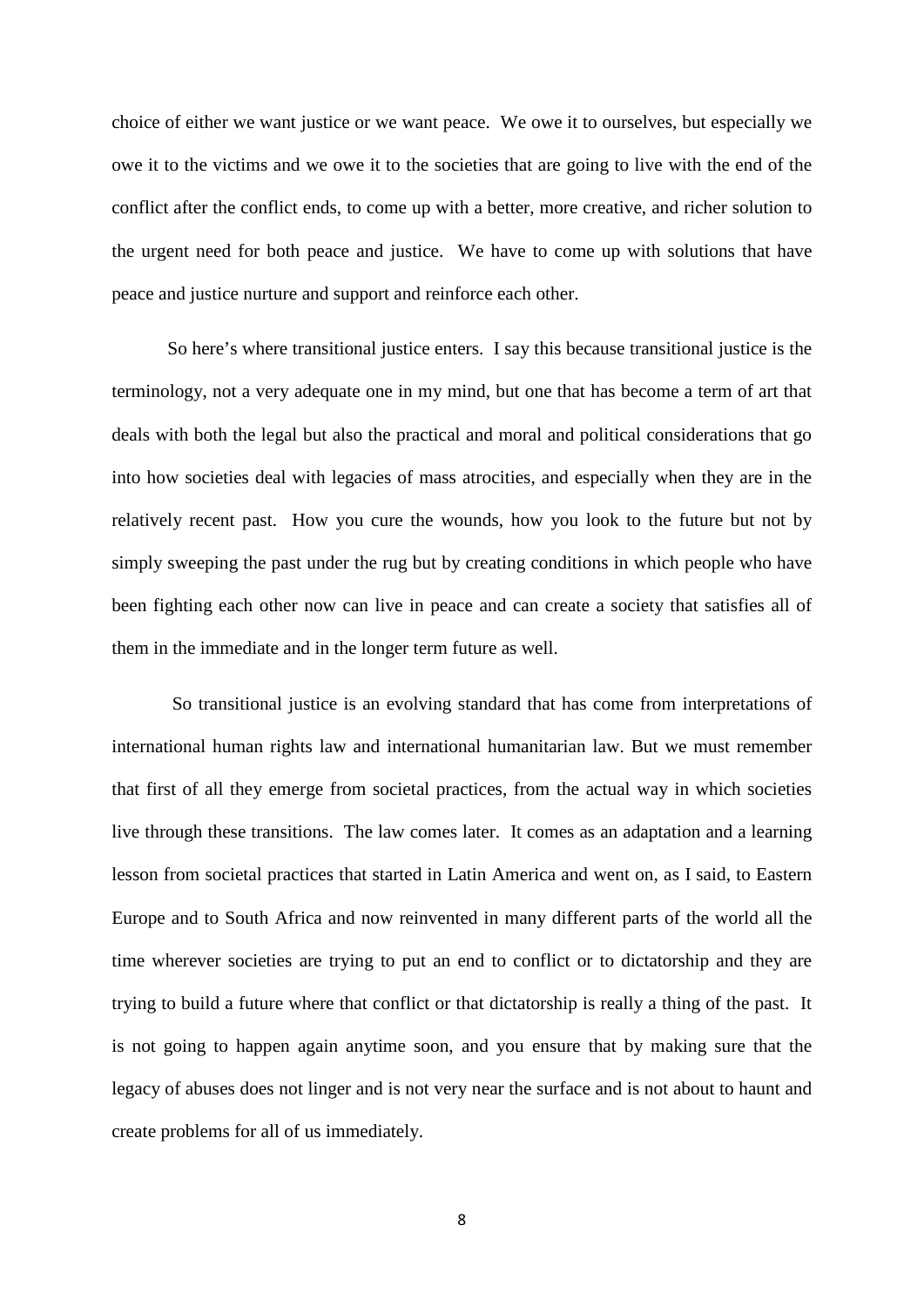choice of either we want justice or we want peace. We owe it to ourselves, but especially we owe it to the victims and we owe it to the societies that are going to live with the end of the conflict after the conflict ends, to come up with a better, more creative, and richer solution to the urgent need for both peace and justice. We have to come up with solutions that have peace and justice nurture and support and reinforce each other.

So here's where transitional justice enters. I say this because transitional justice is the terminology, not a very adequate one in my mind, but one that has become a term of art that deals with both the legal but also the practical and moral and political considerations that go into how societies deal with legacies of mass atrocities, and especially when they are in the relatively recent past. How you cure the wounds, how you look to the future but not by simply sweeping the past under the rug but by creating conditions in which people who have been fighting each other now can live in peace and can create a society that satisfies all of them in the immediate and in the longer term future as well.

So transitional justice is an evolving standard that has come from interpretations of international human rights law and international humanitarian law. But we must remember that first of all they emerge from societal practices, from the actual way in which societies live through these transitions. The law comes later. It comes as an adaptation and a learning lesson from societal practices that started in Latin America and went on, as I said, to Eastern Europe and to South Africa and now reinvented in many different parts of the world all the time wherever societies are trying to put an end to conflict or to dictatorship and they are trying to build a future where that conflict or that dictatorship is really a thing of the past. It is not going to happen again anytime soon, and you ensure that by making sure that the legacy of abuses does not linger and is not very near the surface and is not about to haunt and create problems for all of us immediately.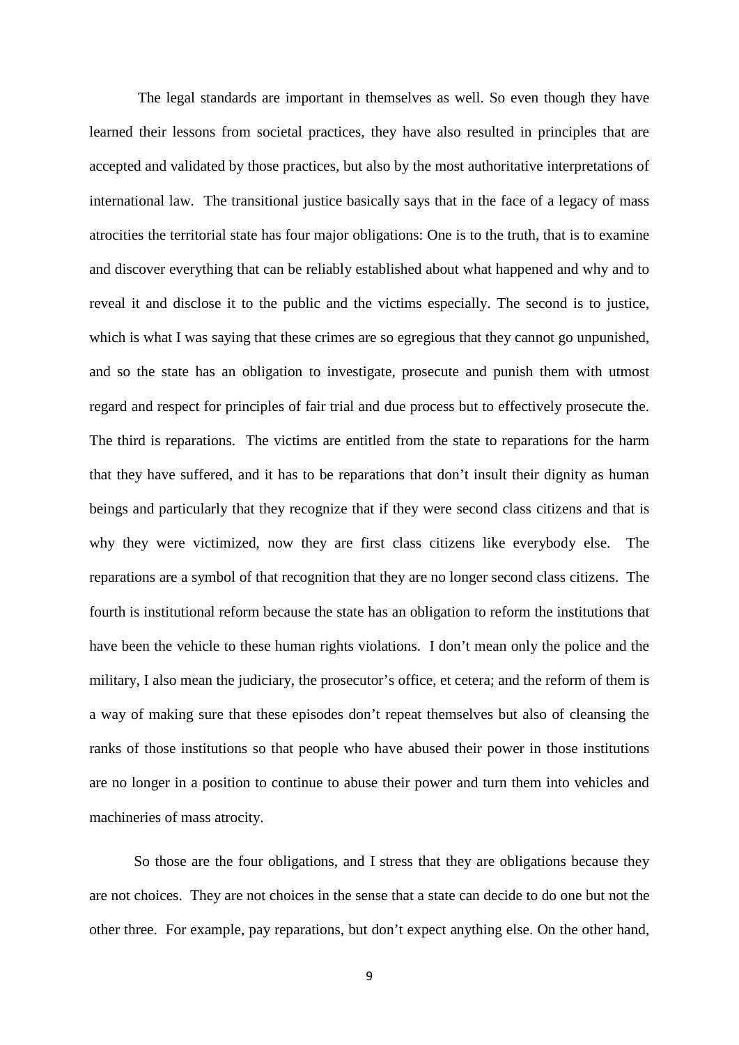The legal standards are important in themselves as well. So even though they have learned their lessons from societal practices, they have also resulted in principles that are accepted and validated by those practices, but also by the most authoritative interpretations of international law. The transitional justice basically says that in the face of a legacy of mass atrocities the territorial state has four major obligations: One is to the truth, that is to examine and discover everything that can be reliably established about what happened and why and to reveal it and disclose it to the public and the victims especially. The second is to justice, which is what I was saying that these crimes are so egregious that they cannot go unpunished, and so the state has an obligation to investigate, prosecute and punish them with utmost regard and respect for principles of fair trial and due process but to effectively prosecute the. The third is reparations. The victims are entitled from the state to reparations for the harm that they have suffered, and it has to be reparations that don't insult their dignity as human beings and particularly that they recognize that if they were second class citizens and that is why they were victimized, now they are first class citizens like everybody else. The reparations are a symbol of that recognition that they are no longer second class citizens. The fourth is institutional reform because the state has an obligation to reform the institutions that have been the vehicle to these human rights violations. I don't mean only the police and the military, I also mean the judiciary, the prosecutor's office, et cetera; and the reform of them is a way of making sure that these episodes don't repeat themselves but also of cleansing the ranks of those institutions so that people who have abused their power in those institutions are no longer in a position to continue to abuse their power and turn them into vehicles and machineries of mass atrocity.

So those are the four obligations, and I stress that they are obligations because they are not choices. They are not choices in the sense that a state can decide to do one but not the other three. For example, pay reparations, but don't expect anything else. On the other hand,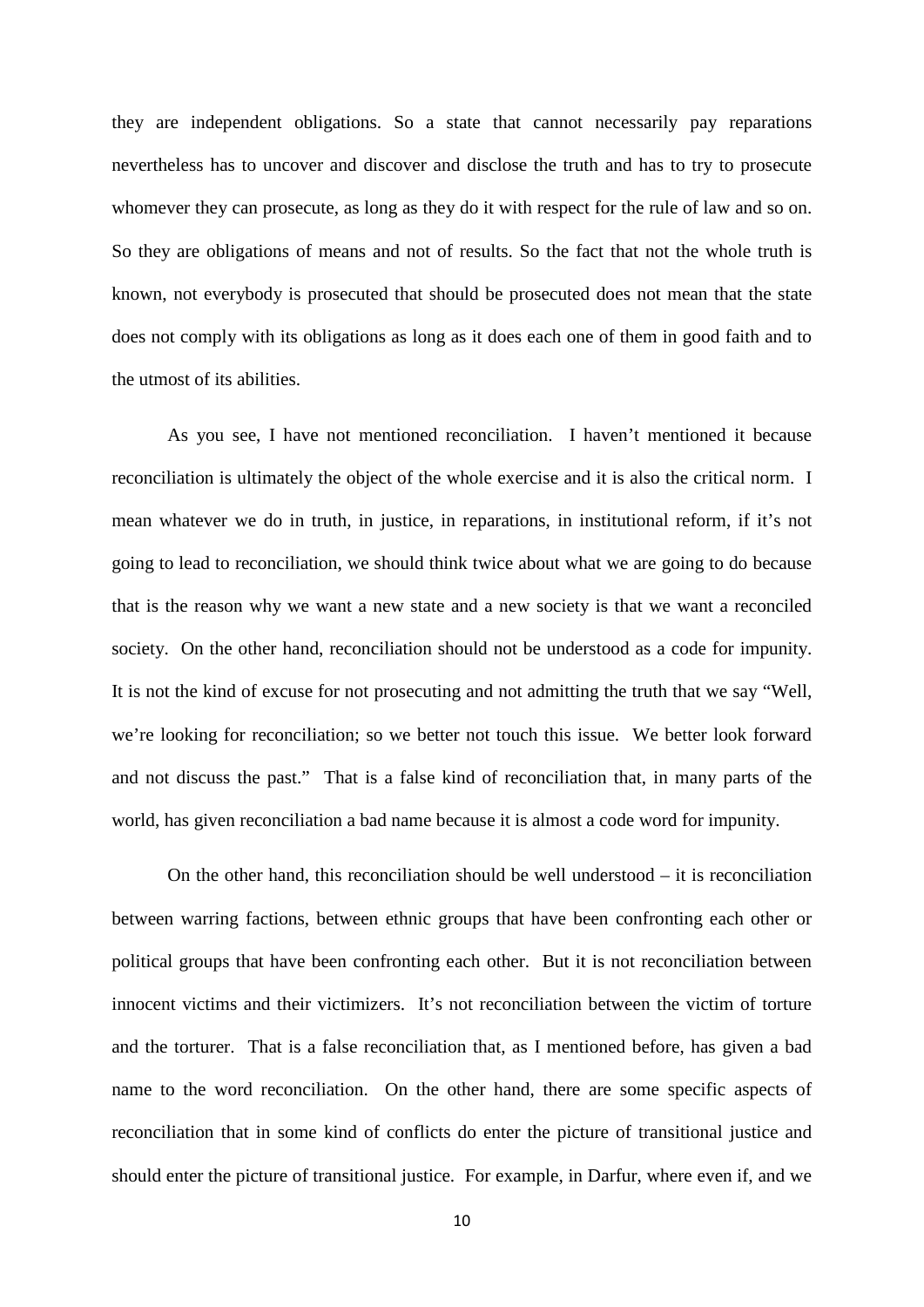they are independent obligations. So a state that cannot necessarily pay reparations nevertheless has to uncover and discover and disclose the truth and has to try to prosecute whomever they can prosecute, as long as they do it with respect for the rule of law and so on. So they are obligations of means and not of results. So the fact that not the whole truth is known, not everybody is prosecuted that should be prosecuted does not mean that the state does not comply with its obligations as long as it does each one of them in good faith and to the utmost of its abilities.

As you see, I have not mentioned reconciliation. I haven't mentioned it because reconciliation is ultimately the object of the whole exercise and it is also the critical norm. I mean whatever we do in truth, in justice, in reparations, in institutional reform, if it's not going to lead to reconciliation, we should think twice about what we are going to do because that is the reason why we want a new state and a new society is that we want a reconciled society. On the other hand, reconciliation should not be understood as a code for impunity. It is not the kind of excuse for not prosecuting and not admitting the truth that we say "Well, we're looking for reconciliation; so we better not touch this issue. We better look forward and not discuss the past." That is a false kind of reconciliation that, in many parts of the world, has given reconciliation a bad name because it is almost a code word for impunity.

On the other hand, this reconciliation should be well understood – it is reconciliation between warring factions, between ethnic groups that have been confronting each other or political groups that have been confronting each other. But it is not reconciliation between innocent victims and their victimizers. It's not reconciliation between the victim of torture and the torturer. That is a false reconciliation that, as I mentioned before, has given a bad name to the word reconciliation. On the other hand, there are some specific aspects of reconciliation that in some kind of conflicts do enter the picture of transitional justice and should enter the picture of transitional justice. For example, in Darfur, where even if, and we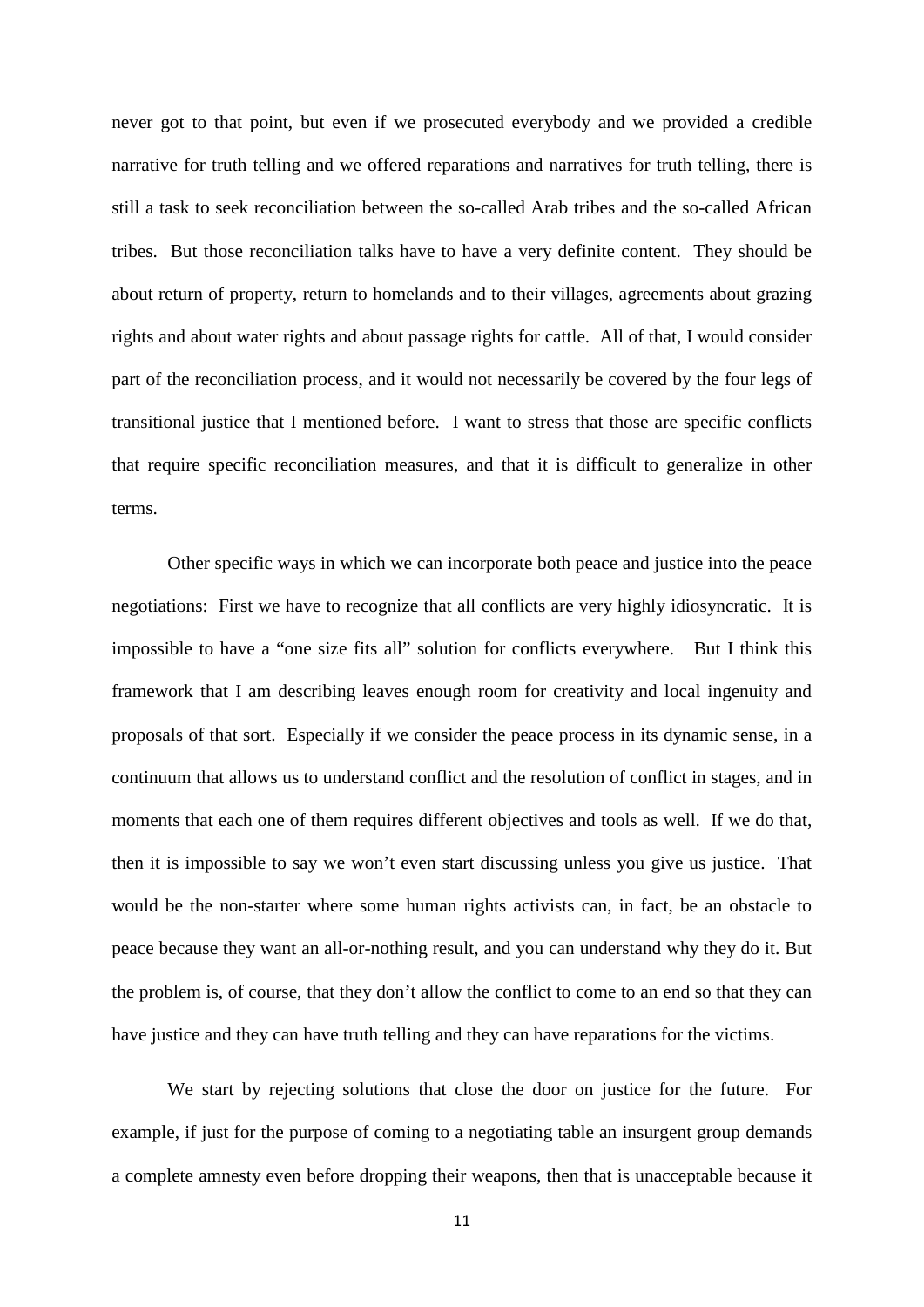never got to that point, but even if we prosecuted everybody and we provided a credible narrative for truth telling and we offered reparations and narratives for truth telling, there is still a task to seek reconciliation between the so-called Arab tribes and the so-called African tribes. But those reconciliation talks have to have a very definite content. They should be about return of property, return to homelands and to their villages, agreements about grazing rights and about water rights and about passage rights for cattle. All of that, I would consider part of the reconciliation process, and it would not necessarily be covered by the four legs of transitional justice that I mentioned before. I want to stress that those are specific conflicts that require specific reconciliation measures, and that it is difficult to generalize in other terms.

Other specific ways in which we can incorporate both peace and justice into the peace negotiations: First we have to recognize that all conflicts are very highly idiosyncratic. It is impossible to have a "one size fits all" solution for conflicts everywhere. But I think this framework that I am describing leaves enough room for creativity and local ingenuity and proposals of that sort. Especially if we consider the peace process in its dynamic sense, in a continuum that allows us to understand conflict and the resolution of conflict in stages, and in moments that each one of them requires different objectives and tools as well. If we do that, then it is impossible to say we won't even start discussing unless you give us justice. That would be the non-starter where some human rights activists can, in fact, be an obstacle to peace because they want an all-or-nothing result, and you can understand why they do it. But the problem is, of course, that they don't allow the conflict to come to an end so that they can have justice and they can have truth telling and they can have reparations for the victims.

We start by rejecting solutions that close the door on justice for the future. For example, if just for the purpose of coming to a negotiating table an insurgent group demands a complete amnesty even before dropping their weapons, then that is unacceptable because it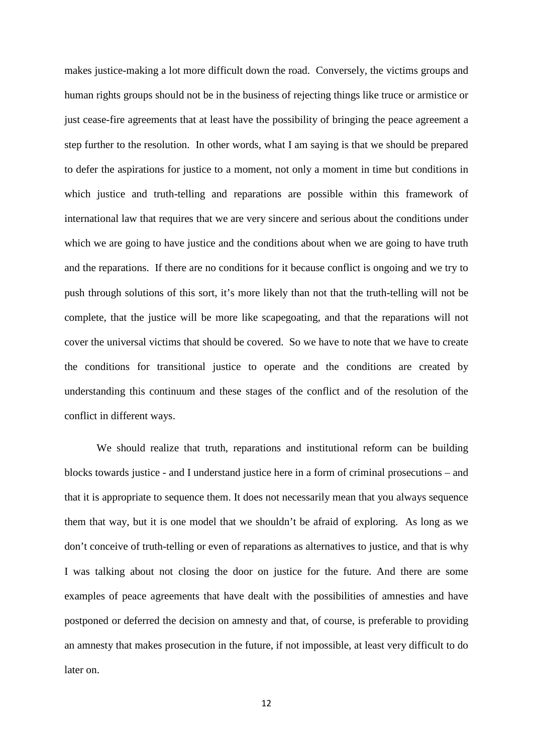makes justice-making a lot more difficult down the road. Conversely, the victims groups and human rights groups should not be in the business of rejecting things like truce or armistice or just cease-fire agreements that at least have the possibility of bringing the peace agreement a step further to the resolution. In other words, what I am saying is that we should be prepared to defer the aspirations for justice to a moment, not only a moment in time but conditions in which justice and truth-telling and reparations are possible within this framework of international law that requires that we are very sincere and serious about the conditions under which we are going to have justice and the conditions about when we are going to have truth and the reparations. If there are no conditions for it because conflict is ongoing and we try to push through solutions of this sort, it's more likely than not that the truth-telling will not be complete, that the justice will be more like scapegoating, and that the reparations will not cover the universal victims that should be covered. So we have to note that we have to create the conditions for transitional justice to operate and the conditions are created by understanding this continuum and these stages of the conflict and of the resolution of the conflict in different ways.

We should realize that truth, reparations and institutional reform can be building blocks towards justice - and I understand justice here in a form of criminal prosecutions – and that it is appropriate to sequence them. It does not necessarily mean that you always sequence them that way, but it is one model that we shouldn't be afraid of exploring. As long as we don't conceive of truth-telling or even of reparations as alternatives to justice, and that is why I was talking about not closing the door on justice for the future. And there are some examples of peace agreements that have dealt with the possibilities of amnesties and have postponed or deferred the decision on amnesty and that, of course, is preferable to providing an amnesty that makes prosecution in the future, if not impossible, at least very difficult to do later on.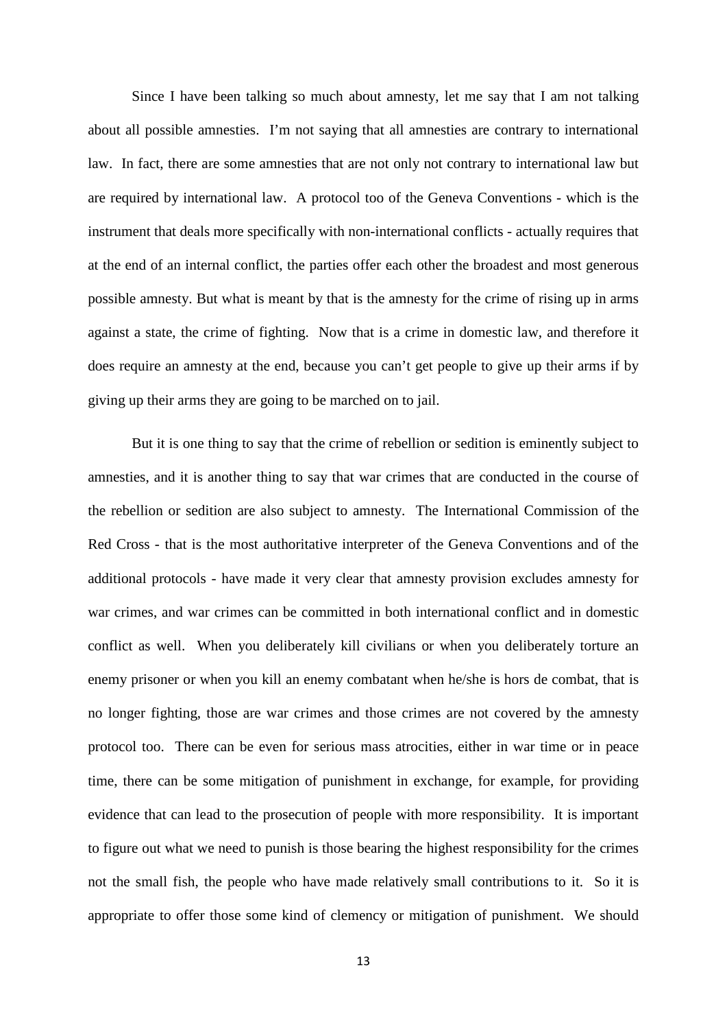Since I have been talking so much about amnesty, let me say that I am not talking about all possible amnesties. I'm not saying that all amnesties are contrary to international law. In fact, there are some amnesties that are not only not contrary to international law but are required by international law. A protocol too of the Geneva Conventions - which is the instrument that deals more specifically with non-international conflicts - actually requires that at the end of an internal conflict, the parties offer each other the broadest and most generous possible amnesty. But what is meant by that is the amnesty for the crime of rising up in arms against a state, the crime of fighting. Now that is a crime in domestic law, and therefore it does require an amnesty at the end, because you can't get people to give up their arms if by giving up their arms they are going to be marched on to jail.

But it is one thing to say that the crime of rebellion or sedition is eminently subject to amnesties, and it is another thing to say that war crimes that are conducted in the course of the rebellion or sedition are also subject to amnesty. The International Commission of the Red Cross - that is the most authoritative interpreter of the Geneva Conventions and of the additional protocols - have made it very clear that amnesty provision excludes amnesty for war crimes, and war crimes can be committed in both international conflict and in domestic conflict as well. When you deliberately kill civilians or when you deliberately torture an enemy prisoner or when you kill an enemy combatant when he/she is hors de combat, that is no longer fighting, those are war crimes and those crimes are not covered by the amnesty protocol too. There can be even for serious mass atrocities, either in war time or in peace time, there can be some mitigation of punishment in exchange, for example, for providing evidence that can lead to the prosecution of people with more responsibility. It is important to figure out what we need to punish is those bearing the highest responsibility for the crimes not the small fish, the people who have made relatively small contributions to it. So it is appropriate to offer those some kind of clemency or mitigation of punishment. We should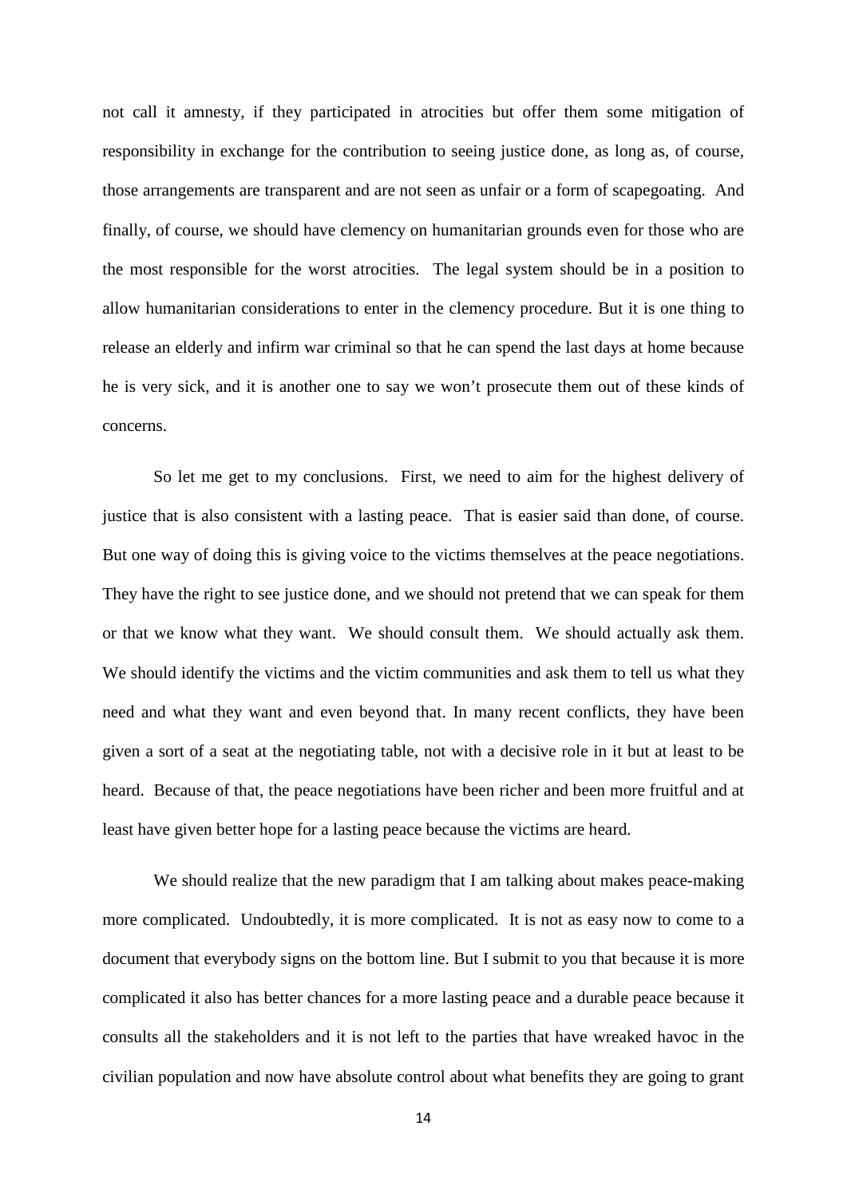not call it amnesty, if they participated in atrocities but offer them some mitigation of responsibility in exchange for the contribution to seeing justice done, as long as, of course, those arrangements are transparent and are not seen as unfair or a form of scapegoating. And finally, of course, we should have clemency on humanitarian grounds even for those who are the most responsible for the worst atrocities. The legal system should be in a position to allow humanitarian considerations to enter in the clemency procedure. But it is one thing to release an elderly and infirm war criminal so that he can spend the last days at home because he is very sick, and it is another one to say we won't prosecute them out of these kinds of concerns.

So let me get to my conclusions. First, we need to aim for the highest delivery of justice that is also consistent with a lasting peace. That is easier said than done, of course. But one way of doing this is giving voice to the victims themselves at the peace negotiations. They have the right to see justice done, and we should not pretend that we can speak for them or that we know what they want. We should consult them. We should actually ask them. We should identify the victims and the victim communities and ask them to tell us what they need and what they want and even beyond that. In many recent conflicts, they have been given a sort of a seat at the negotiating table, not with a decisive role in it but at least to be heard. Because of that, the peace negotiations have been richer and been more fruitful and at least have given better hope for a lasting peace because the victims are heard.

We should realize that the new paradigm that I am talking about makes peace-making more complicated. Undoubtedly, it is more complicated. It is not as easy now to come to a document that everybody signs on the bottom line. But I submit to you that because it is more complicated it also has better chances for a more lasting peace and a durable peace because it consults all the stakeholders and it is not left to the parties that have wreaked havoc in the civilian population and now have absolute control about what benefits they are going to grant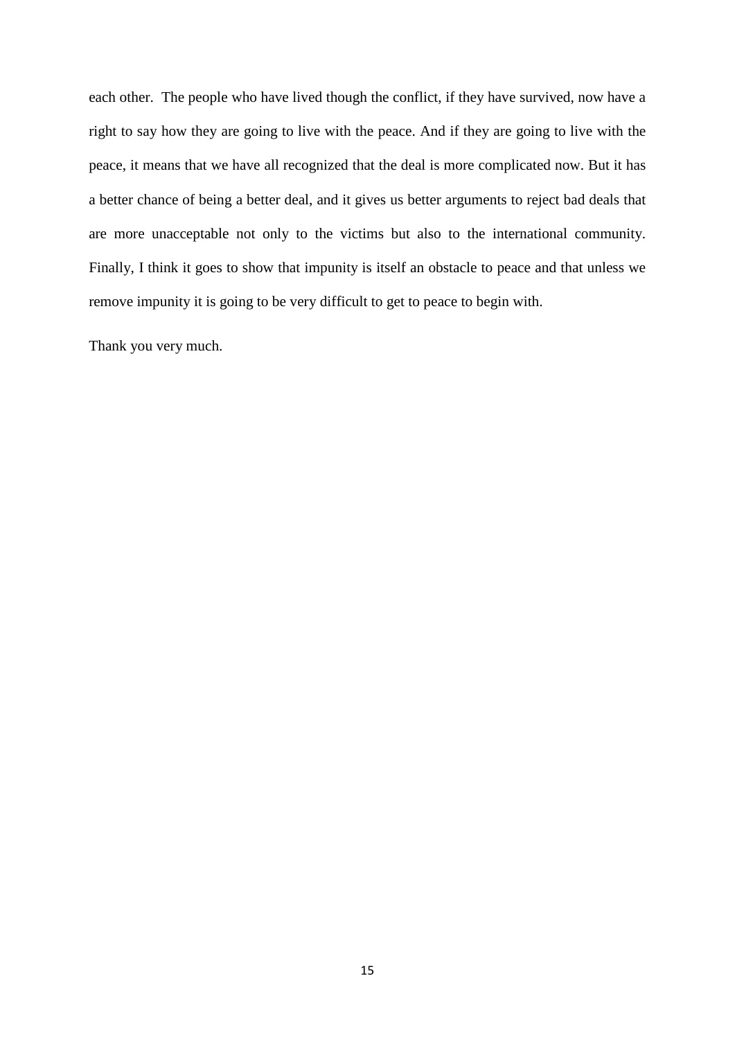each other. The people who have lived though the conflict, if they have survived, now have a right to say how they are going to live with the peace. And if they are going to live with the peace, it means that we have all recognized that the deal is more complicated now. But it has a better chance of being a better deal, and it gives us better arguments to reject bad deals that are more unacceptable not only to the victims but also to the international community. Finally, I think it goes to show that impunity is itself an obstacle to peace and that unless we remove impunity it is going to be very difficult to get to peace to begin with.

Thank you very much.